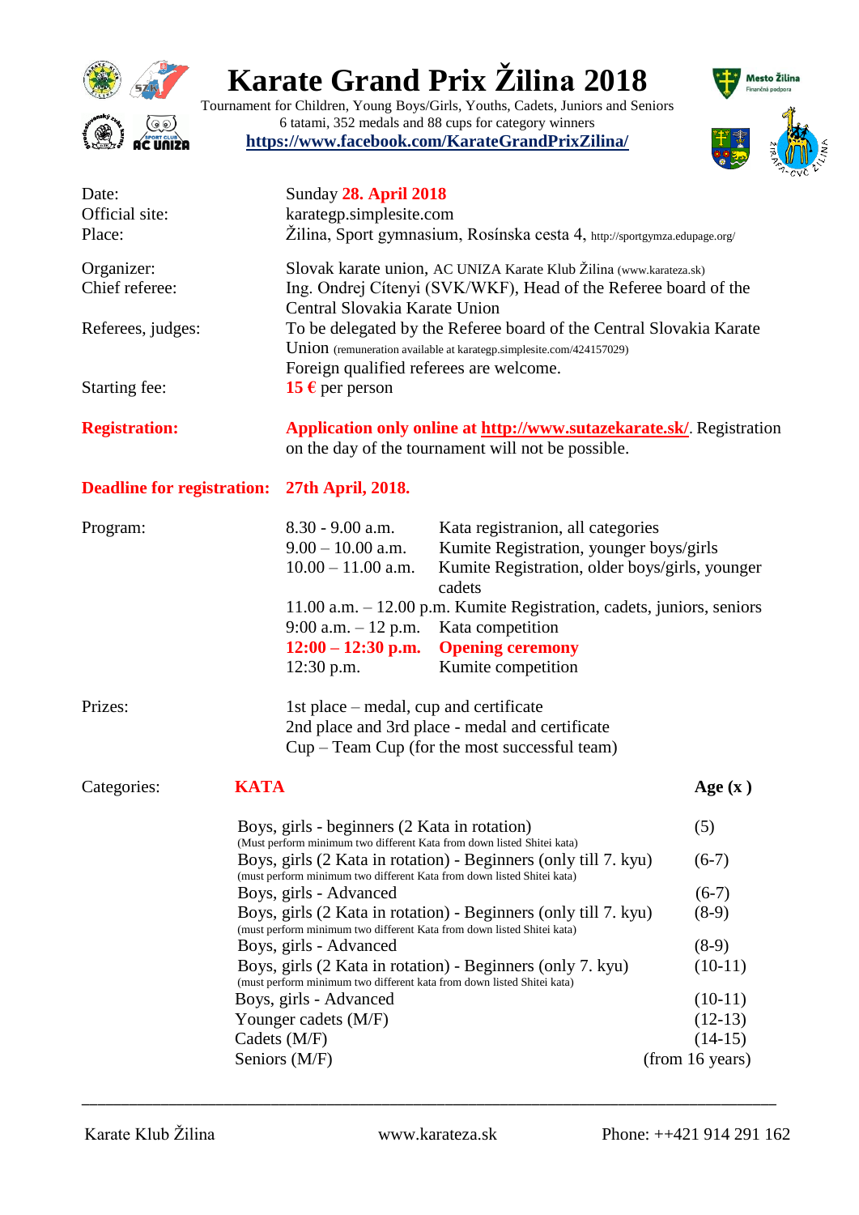# Karate Grand Prix Žilina 2018

Tournament for Children, Young Boys/Girls, Youths, Cadets, Juniors and Seniors
6 tatami, 352 medals and 88 cups for category winners
**https://www.facebook.com/KarateGrandPrixZilina/**

| | |
|---|---|
| Date: | Sunday **28. April 2018** |
| Official site: | karategp.simplesite.com |
| Place: | Žilina, Sport gymnasium, Rosínska cesta 4, http://sportgymza.edupage.org/ |
| Organizer: | Slovak karate union, AC UNIZA Karate Klub Žilina (www.karateza.sk) |
| Chief referee: | Ing. Ondrej Cítenyi (SVK/WKF), Head of the Referee board of the Central Slovakia Karate Union |
| Referees, judges: | To be delegated by the Referee board of the Central Slovakia Karate Union (remuneration available at karategp.simplesite.com/424157029) Foreign qualified referees are welcome. |
| Starting fee: | **15 €** per person |
| **Registration:** | **Application only online at http://www.sutazekarate.sk/**. Registration on the day of the tournament will not be possible. |
| **Deadline for registration:** | **27th April, 2018.** |

Program:

| | |
|---|---|
| 8.30 - 9.00 a.m. | Kata registranion, all categories |
| 9.00 – 10.00 a.m. | Kumite Registration, younger boys/girls |
| 10.00 – 11.00 a.m. | Kumite Registration, older boys/girls, younger cadets |
| 11.00 a.m. – 12.00 p.m. | Kumite Registration, cadets, juniors, seniors |
| 9:00 a.m. – 12 p.m. | Kata competition |
| **12:00 – 12:30 p.m.** | **Opening ceremony** |
| 12:30 p.m. | Kumite competition |

Prizes:

1st place – medal, cup and certificate
2nd place and 3rd place - medal and certificate
Cup – Team Cup (for the most successful team)

Categories:

| **KATA** | **Age (x )** |
|---|---|
| Boys, girls - beginners (2 Kata in rotation) (Must perform minimum two different Kata from down listed Shitei kata) | (5) |
| Boys, girls (2 Kata in rotation) - Beginners (only till 7. kyu) (must perform minimum two different Kata from down listed Shitei kata) | (6-7) |
| Boys, girls - Advanced | (6-7) |
| Boys, girls (2 Kata in rotation) - Beginners (only till 7. kyu) (must perform minimum two different Kata from down listed Shitei kata) | (8-9) |
| Boys, girls - Advanced | (8-9) |
| Boys, girls (2 Kata in rotation) - Beginners (only 7. kyu) (must perform minimum two different kata from down listed Shitei kata) | (10-11) |
| Boys, girls - Advanced | (10-11) |
| Younger cadets (M/F) | (12-13) |
| Cadets (M/F) | (14-15) |
| Seniors (M/F) | (from 16 years) |

Karate Klub Žilina www.karateza.sk Phone: ++421 914 291 162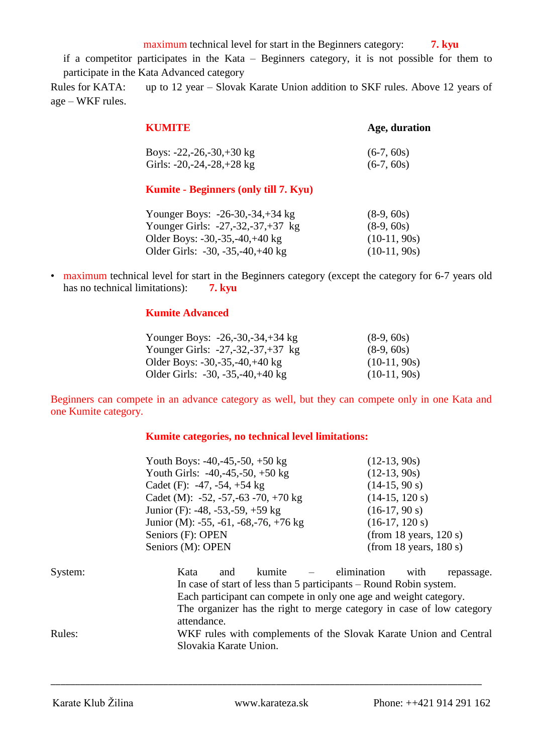maximum technical level for start in the Beginners category: **7. kyu**

if a competitor participates in the Kata – Beginners category, it is not possible for them to participate in the Kata Advanced category

Rules for KATA: up to 12 year – Slovak Karate Union addition to SKF rules. Above 12 years of age – WKF rules.

| **KUMITE** | **Age, duration** |
|---|---|
| Boys: -22,-26,-30,+30 kg | (6-7, 60s) |
| Girls: -20,-24,-28,+28 kg | (6-7, 60s) |

**Kumite - Beginners (only till 7. Kyu)**

| | |
|---|---|
| Younger Boys: -26-30,-34,+34 kg | (8-9, 60s) |
| Younger Girls: -27,-32,-37,+37 kg | (8-9, 60s) |
| Older Boys: -30,-35,-40,+40 kg | (10-11, 90s) |
| Older Girls: -30, -35,-40,+40 kg | (10-11, 90s) |

- maximum technical level for start in the Beginners category (except the category for 6-7 years old has no technical limitations): **7. kyu**

**Kumite Advanced**

| | |
|---|---|
| Younger Boys: -26,-30,-34,+34 kg | (8-9, 60s) |
| Younger Girls: -27,-32,-37,+37 kg | (8-9, 60s) |
| Older Boys: -30,-35,-40,+40 kg | (10-11, 90s) |
| Older Girls: -30, -35,-40,+40 kg | (10-11, 90s) |

Beginners can compete in an advance category as well, but they can compete only in one Kata and one Kumite category.

**Kumite categories, no technical level limitations:**

| | |
|---|---|
| Youth Boys: -40,-45,-50, +50 kg | (12-13, 90s) |
| Youth Girls: -40,-45,-50, +50 kg | (12-13, 90s) |
| Cadet (F): -47, -54, +54 kg | (14-15, 90 s) |
| Cadet (M): -52, -57,-63 -70, +70 kg | (14-15, 120 s) |
| Junior (F): -48, -53,-59, +59 kg | (16-17, 90 s) |
| Junior (M): -55, -61, -68,-76, +76 kg | (16-17, 120 s) |
| Seniors (F): OPEN | (from 18 years, 120 s) |
| Seniors (M): OPEN | (from 18 years, 180 s) |

System: Kata and kumite – elimination with repassage.
In case of start of less than 5 participants – Round Robin system.
Each participant can compete in only one age and weight category.
The organizer has the right to merge category in case of low category attendance.

Rules: WKF rules with complements of the Slovak Karate Union and Central Slovakia Karate Union.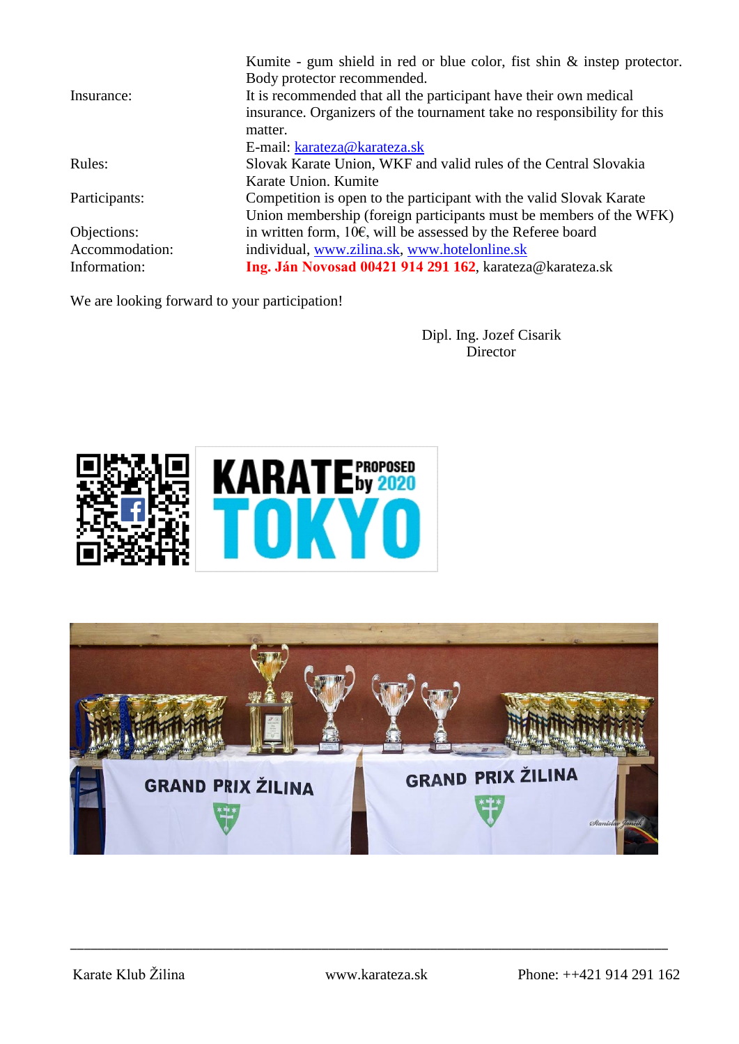| | |
|---|---|
| | Kumite - gum shield in red or blue color, fist shin & instep protector. Body protector recommended. |
| Insurance: | It is recommended that all the participant have their own medical insurance. Organizers of the tournament take no responsibility for this matter. |
| | E-mail: karateza@karateza.sk |
| Rules: | Slovak Karate Union, WKF and valid rules of the Central Slovakia Karate Union. Kumite |
| Participants: | Competition is open to the participant with the valid Slovak Karate Union membership (foreign participants must be members of the WFK) |
| Objections: | in written form, 10€, will be assessed by the Referee board |
| Accommodation: | individual, www.zilina.sk, www.hotelonline.sk |
| Information: | **Ing. Ján Novosad 00421 914 291 162**, karateza@karateza.sk |

We are looking forward to your participation!

Dipl. Ing. Jozef Cisarik
Director

Karate Klub Žilina www.karateza.sk Phone: ++421 914 291 162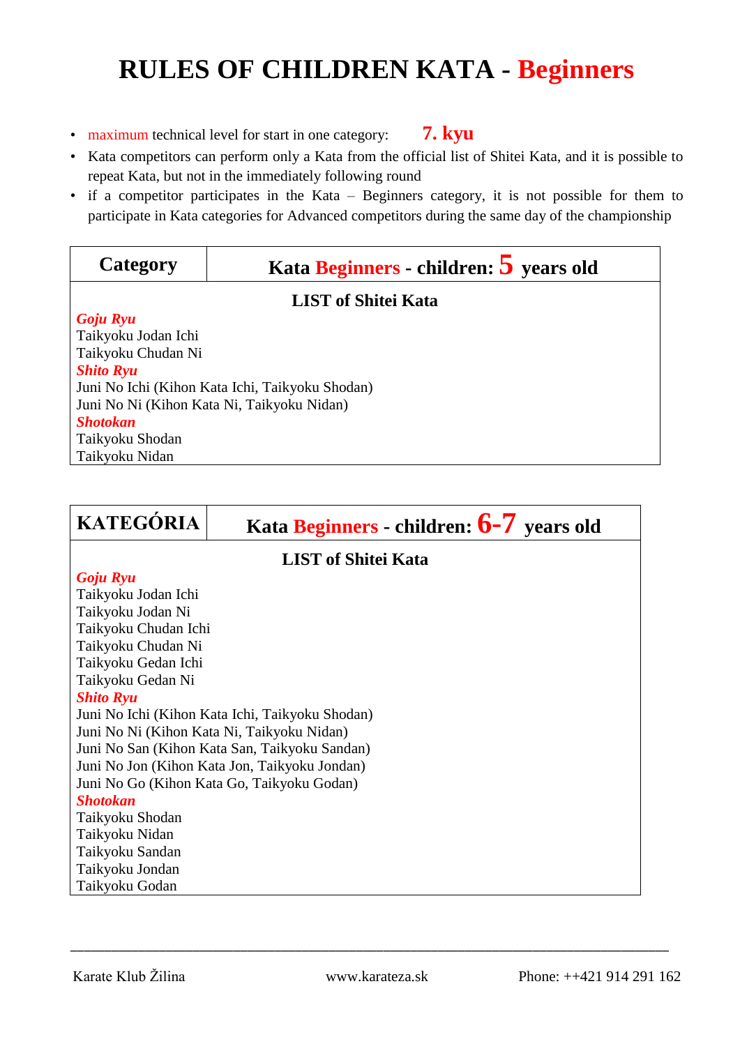# RULES OF CHILDREN KATA - Beginners

- maximum technical level for start in one category: **7. kyu**
- Kata competitors can perform only a Kata from the official list of Shitei Kata, and it is possible to repeat Kata, but not in the immediately following round
- if a competitor participates in the Kata – Beginners category, it is not possible for them to participate in Kata categories for Advanced competitors during the same day of the championship

| Category | Kata Beginners - children: 5 years old |
|---|---|

**LIST of Shitei Kata**

***Goju Ryu***
Taikyoku Jodan Ichi
Taikyoku Chudan Ni
***Shito Ryu***
Juni No Ichi (Kihon Kata Ichi, Taikyoku Shodan)
Juni No Ni (Kihon Kata Ni, Taikyoku Nidan)
***Shotokan***
Taikyoku Shodan
Taikyoku Nidan

| KATEGÓRIA | Kata Beginners - children: 6-7 years old |
|---|---|

**LIST of Shitei Kata**

***Goju Ryu***
Taikyoku Jodan Ichi
Taikyoku Jodan Ni
Taikyoku Chudan Ichi
Taikyoku Chudan Ni
Taikyoku Gedan Ichi
Taikyoku Gedan Ni
***Shito Ryu***
Juni No Ichi (Kihon Kata Ichi, Taikyoku Shodan)
Juni No Ni (Kihon Kata Ni, Taikyoku Nidan)
Juni No San (Kihon Kata San, Taikyoku Sandan)
Juni No Jon (Kihon Kata Jon, Taikyoku Jondan)
Juni No Go (Kihon Kata Go, Taikyoku Godan)
***Shotokan***
Taikyoku Shodan
Taikyoku Nidan
Taikyoku Sandan
Taikyoku Jondan
Taikyoku Godan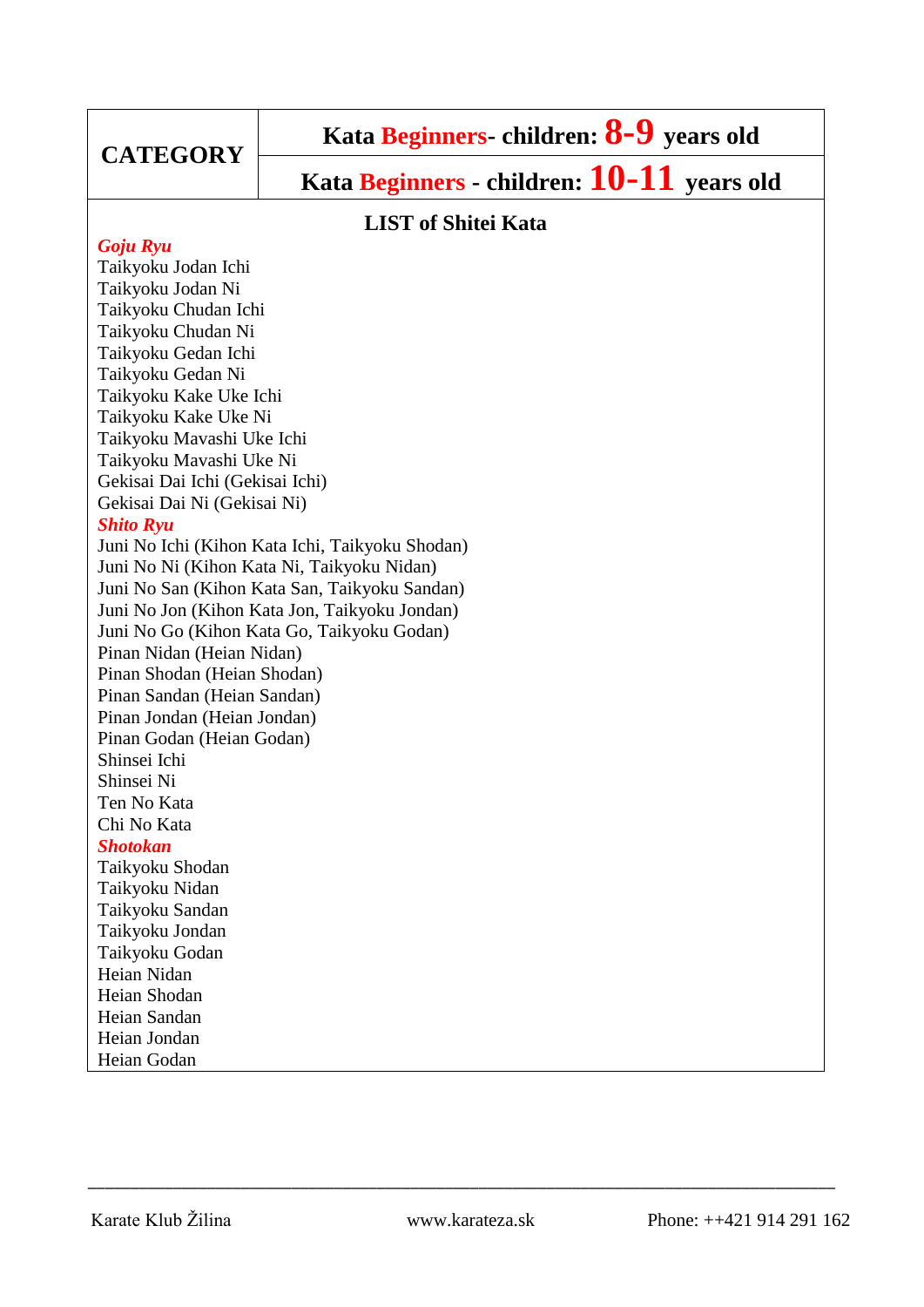| CATEGORY | Kata **Beginners**- children: **8-9** years old |
| --- | --- |
| | Kata **Beginners** - children: **10-11** years old |

**LIST of Shitei Kata**

***Goju Ryu***

Taikyoku Jodan Ichi
Taikyoku Jodan Ni
Taikyoku Chudan Ichi
Taikyoku Chudan Ni
Taikyoku Gedan Ichi
Taikyoku Gedan Ni
Taikyoku Kake Uke Ichi
Taikyoku Kake Uke Ni
Taikyoku Mavashi Uke Ichi
Taikyoku Mavashi Uke Ni
Gekisai Dai Ichi (Gekisai Ichi)
Gekisai Dai Ni (Gekisai Ni)

***Shito Ryu***

Juni No Ichi (Kihon Kata Ichi, Taikyoku Shodan)
Juni No Ni (Kihon Kata Ni, Taikyoku Nidan)
Juni No San (Kihon Kata San, Taikyoku Sandan)
Juni No Jon (Kihon Kata Jon, Taikyoku Jondan)
Juni No Go (Kihon Kata Go, Taikyoku Godan)
Pinan Nidan (Heian Nidan)
Pinan Shodan (Heian Shodan)
Pinan Sandan (Heian Sandan)
Pinan Jondan (Heian Jondan)
Pinan Godan (Heian Godan)
Shinsei Ichi
Shinsei Ni
Ten No Kata
Chi No Kata

***Shotokan***

Taikyoku Shodan
Taikyoku Nidan
Taikyoku Sandan
Taikyoku Jondan
Taikyoku Godan
Heian Nidan
Heian Shodan
Heian Sandan
Heian Jondan
Heian Godan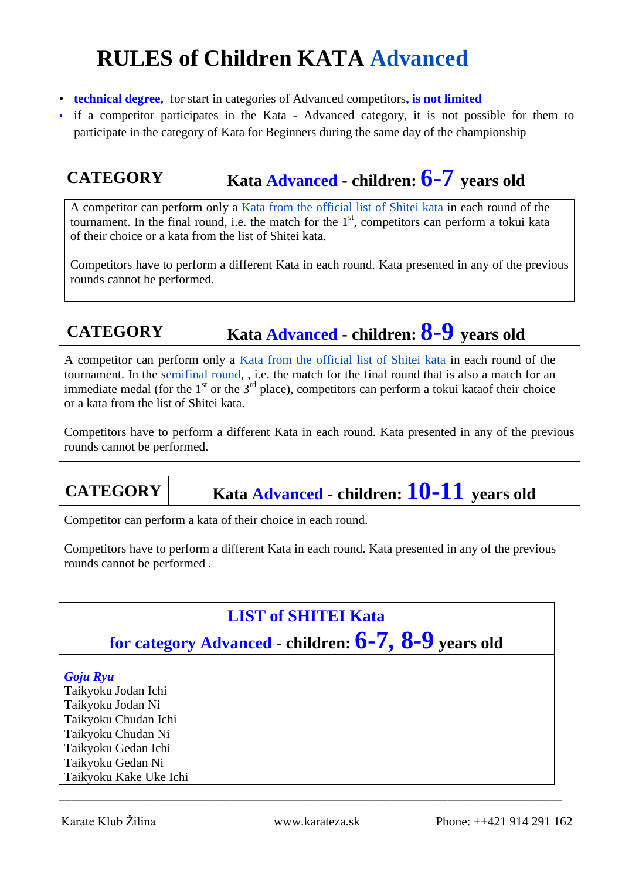# RULES of Children KATA Advanced

- **technical degree,** for start in categories of Advanced competitors**, is not limited**
- if a competitor participates in the Kata - Advanced category, it is not possible for them to participate in the category of Kata for Beginners during the same day of the championship

| CATEGORY | Kata Advanced - children: 6-7 years old |
|---|---|

A competitor can perform only a Kata from the official list of Shitei kata in each round of the tournament. In the final round, i.e. the match for the 1st, competitors can perform a tokui kata of their choice or a kata from the list of Shitei kata.

Competitors have to perform a different Kata in each round. Kata presented in any of the previous rounds cannot be performed.

| CATEGORY | Kata Advanced - children: 8-9 years old |
|---|---|

A competitor can perform only a Kata from the official list of Shitei kata in each round of the tournament. In the semifinal round, , i.e. the match for the final round that is also a match for an immediate medal (for the 1st or the 3rd place), competitors can perform a tokui kataof their choice or a kata from the list of Shitei kata.

Competitors have to perform a different Kata in each round. Kata presented in any of the previous rounds cannot be performed.

| CATEGORY | Kata Advanced - children: 10-11 years old |
|---|---|

Competitor can perform a kata of their choice in each round.

Competitors have to perform a different Kata in each round. Kata presented in any of the previous rounds cannot be performed .

## LIST of SHITEI Kata

### for category Advanced - children: 6-7, 8-9 years old

***Goju Ryu***

Taikyoku Jodan Ichi
Taikyoku Jodan Ni
Taikyoku Chudan Ichi
Taikyoku Chudan Ni
Taikyoku Gedan Ichi
Taikyoku Gedan Ni
Taikyoku Kake Uke Ichi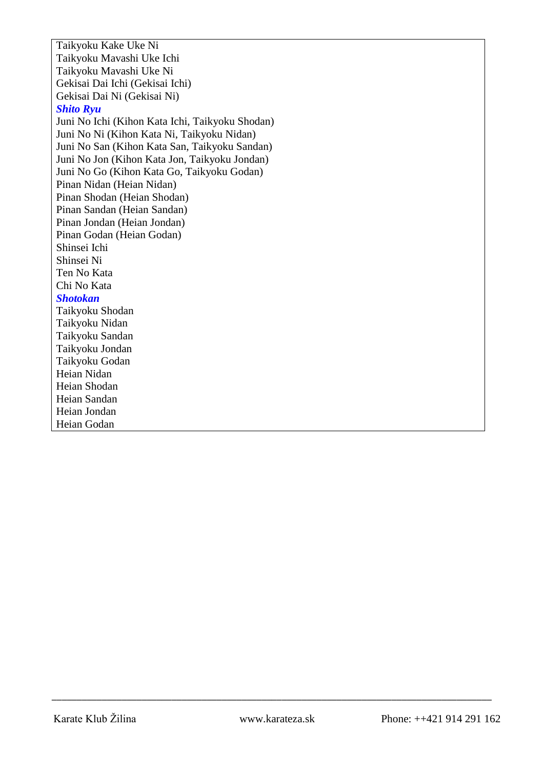Taikyoku Kake Uke Ni
Taikyoku Mavashi Uke Ichi
Taikyoku Mavashi Uke Ni
Gekisai Dai Ichi (Gekisai Ichi)
Gekisai Dai Ni (Gekisai Ni)

***Shito Ryu***

Juni No Ichi (Kihon Kata Ichi, Taikyoku Shodan)
Juni No Ni (Kihon Kata Ni, Taikyoku Nidan)
Juni No San (Kihon Kata San, Taikyoku Sandan)
Juni No Jon (Kihon Kata Jon, Taikyoku Jondan)
Juni No Go (Kihon Kata Go, Taikyoku Godan)
Pinan Nidan (Heian Nidan)
Pinan Shodan (Heian Shodan)
Pinan Sandan (Heian Sandan)
Pinan Jondan (Heian Jondan)
Pinan Godan (Heian Godan)
Shinsei Ichi
Shinsei Ni
Ten No Kata
Chi No Kata

***Shotokan***

Taikyoku Shodan
Taikyoku Nidan
Taikyoku Sandan
Taikyoku Jondan
Taikyoku Godan
Heian Nidan
Heian Shodan
Heian Sandan
Heian Jondan
Heian Godan